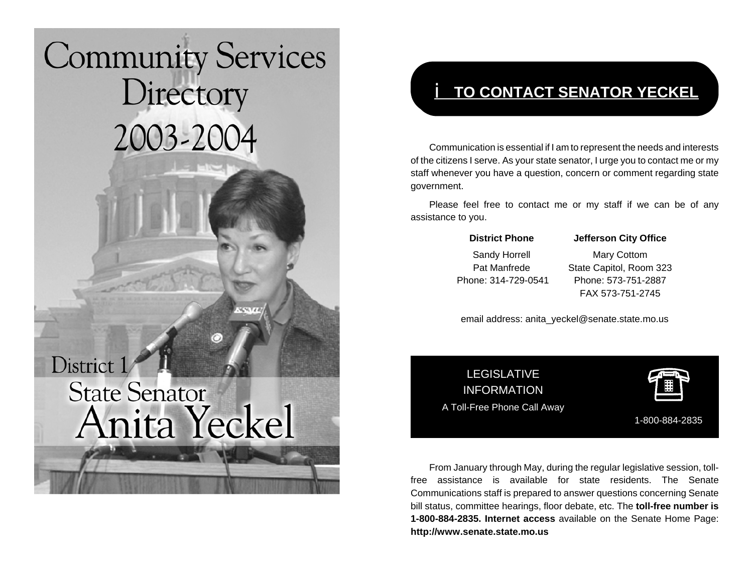# Community Services Directory 2003-2004

District 1
State Senator
Anita Yeckel

## TO CONTACT SENATOR YECKEL

Communication is essential if I am to represent the needs and interests of the citizens I serve. As your state senator, I urge you to contact me or my staff whenever you have a question, concern or comment regarding state government.

Please feel free to contact me or my staff if we can be of any assistance to you.

| District Phone | Jefferson City Office |
|---|---|
| Sandy Horrell | Mary Cottom |
| Pat Manfrede | State Capitol, Room 323 |
| Phone: 314-729-0541 | Phone: 573-751-2887 |
| | FAX 573-751-2745 |

email address: anita_yeckel@senate.state.mo.us

LEGISLATIVE INFORMATION
A Toll-Free Phone Call Away

1-800-884-2835

From January through May, during the regular legislative session, toll-free assistance is available for state residents. The Senate Communications staff is prepared to answer questions concerning Senate bill status, committee hearings, floor debate, etc. The **toll-free number is 1-800-884-2835. Internet access** available on the Senate Home Page: **http://www.senate.state.mo.us**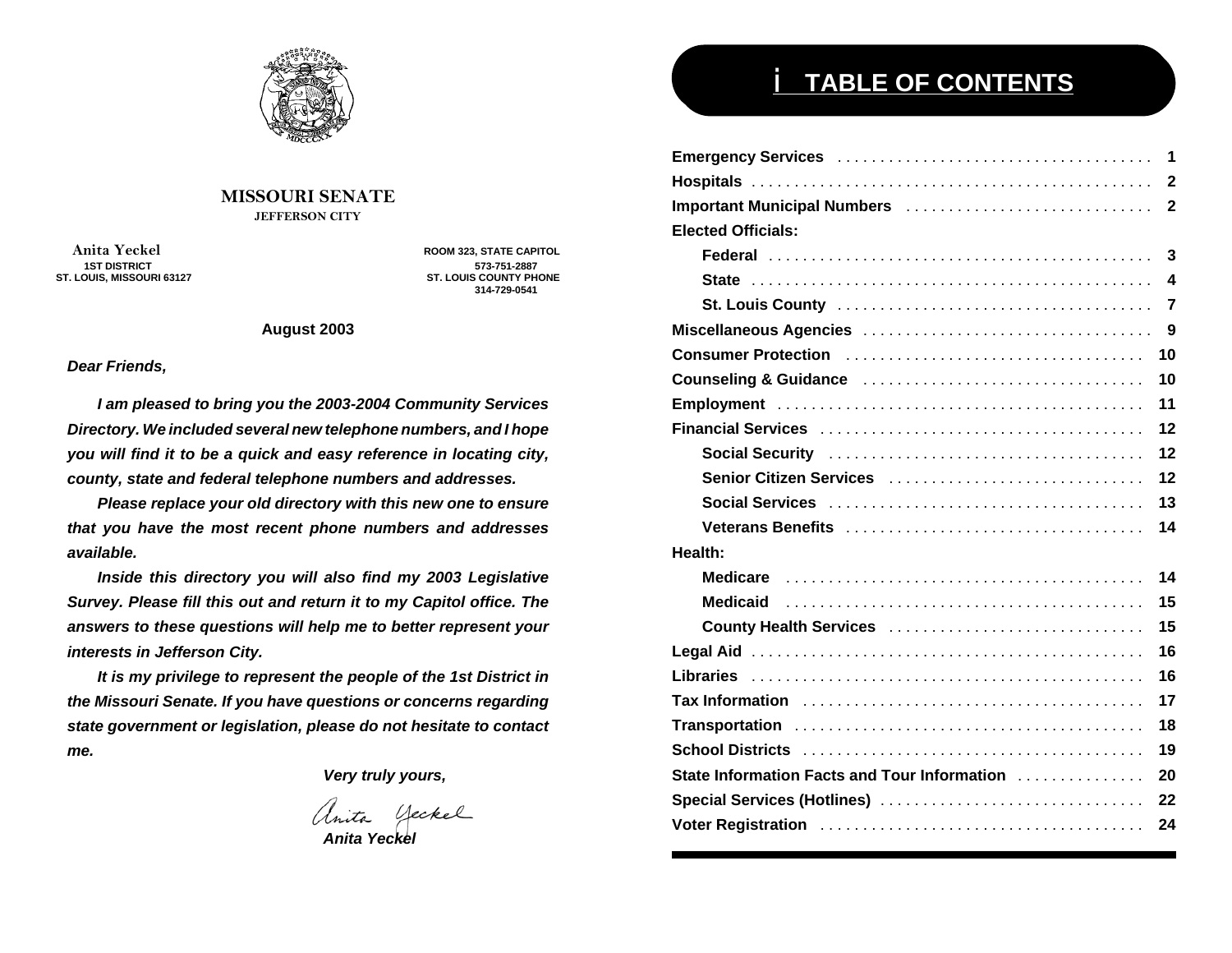**MISSOURI SENATE**
**JEFFERSON CITY**

**Anita Yeckel**
**1ST DISTRICT**
**ST. LOUIS, MISSOURI 63127**

**ROOM 323, STATE CAPITOL**
**573-751-2887**
**ST. LOUIS COUNTY PHONE**
**314-729-0541**

**August 2003**

***Dear Friends,***

***I am pleased to bring you the 2003-2004 Community Services Directory. We included several new telephone numbers, and I hope you will find it to be a quick and easy reference in locating city, county, state and federal telephone numbers and addresses.***

***Please replace your old directory with this new one to ensure that you have the most recent phone numbers and addresses available.***

***Inside this directory you will also find my 2003 Legislative Survey. Please fill this out and return it to my Capitol office. The answers to these questions will help me to better represent your interests in Jefferson City.***

***It is my privilege to represent the people of the 1st District in the Missouri Senate. If you have questions or concerns regarding state government or legislation, please do not hesitate to contact me.***

***Very truly yours,***

*Anita Yeckel*

***Anita Yeckel***

# TABLE OF CONTENTS

| | |
|---|---|
| **Emergency Services** | **1** |
| **Hospitals** | **2** |
| **Important Municipal Numbers** | **2** |
| **Elected Officials:** | |
| **Federal** | **3** |
| **State** | **4** |
| **St. Louis County** | **7** |
| **Miscellaneous Agencies** | **9** |
| **Consumer Protection** | **10** |
| **Counseling & Guidance** | **10** |
| **Employment** | **11** |
| **Financial Services** | **12** |
| **Social Security** | **12** |
| **Senior Citizen Services** | **12** |
| **Social Services** | **13** |
| **Veterans Benefits** | **14** |
| **Health:** | |
| **Medicare** | **14** |
| **Medicaid** | **15** |
| **County Health Services** | **15** |
| **Legal Aid** | **16** |
| **Libraries** | **16** |
| **Tax Information** | **17** |
| **Transportation** | **18** |
| **School Districts** | **19** |
| **State Information Facts and Tour Information** | **20** |
| **Special Services (Hotlines)** | **22** |
| **Voter Registration** | **24** |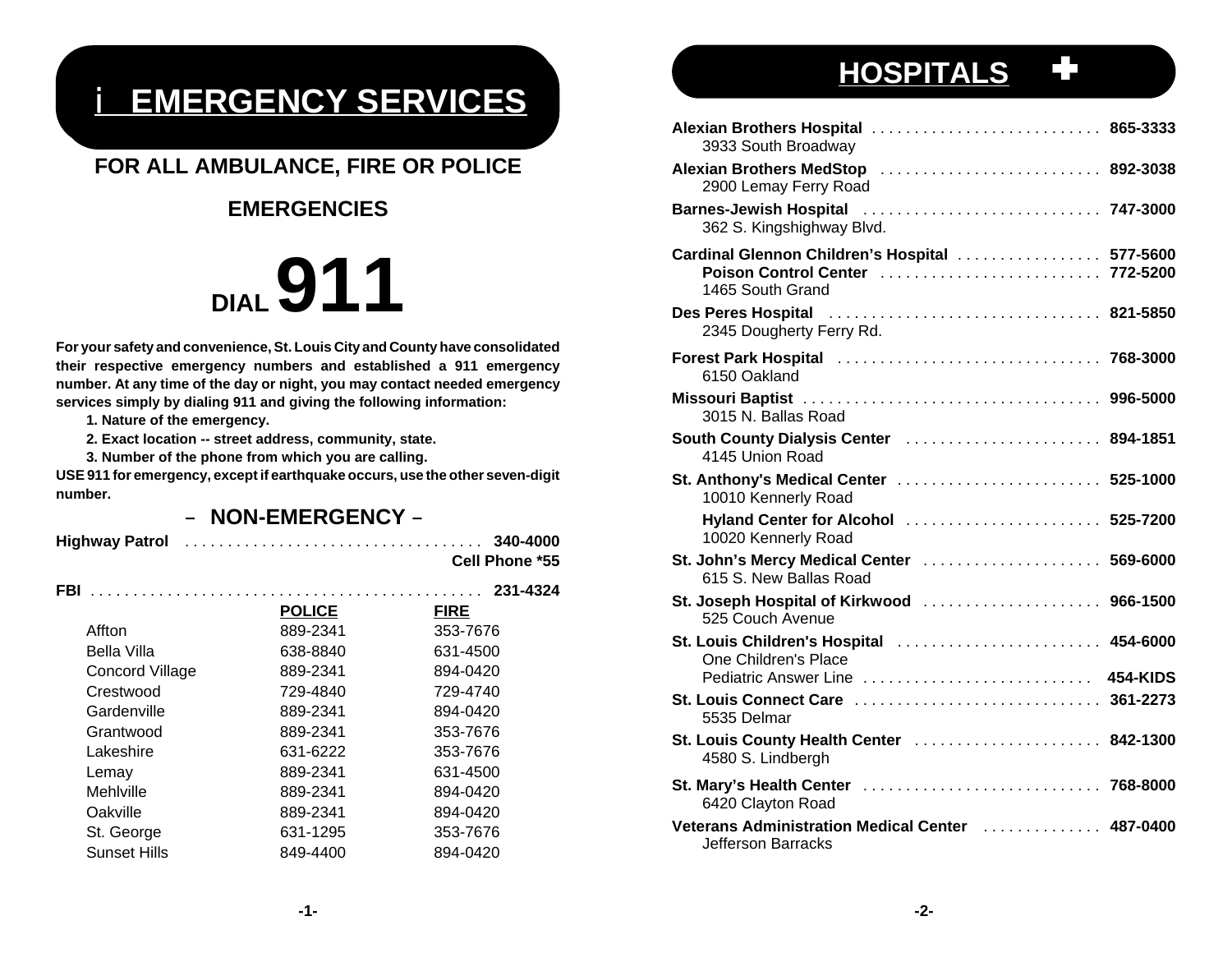# i EMERGENCY SERVICES

## FOR ALL AMBULANCE, FIRE OR POLICE EMERGENCIES

# DIAL 911

**For your safety and convenience, St. Louis City and County have consolidated their respective emergency numbers and established a 911 emergency number. At any time of the day or night, you may contact needed emergency services simply by dialing 911 and giving the following information:**

1. **Nature of the emergency.**
2. **Exact location -- street address, community, state.**
3. **Number of the phone from which you are calling.**

**USE 911 for emergency, except if earthquake occurs, use the other seven-digit number.**

## – NON-EMERGENCY –

**Highway Patrol** . . . . . . . . . . . . . . . . . . . . . . . . . . . . . . . . . . . **340-4000**
**Cell Phone *55**

**FBI** . . . . . . . . . . . . . . . . . . . . . . . . . . . . . . . . . . . . . . . . . . . . . . **231-4324**

| | POLICE | FIRE |
|---|---|---|
| Affton | 889-2341 | 353-7676 |
| Bella Villa | 638-8840 | 631-4500 |
| Concord Village | 889-2341 | 894-0420 |
| Crestwood | 729-4840 | 729-4740 |
| Gardenville | 889-2341 | 894-0420 |
| Grantwood | 889-2341 | 353-7676 |
| Lakeshire | 631-6222 | 353-7676 |
| Lemay | 889-2341 | 631-4500 |
| Mehlville | 889-2341 | 894-0420 |
| Oakville | 889-2341 | 894-0420 |
| St. George | 631-1295 | 353-7676 |
| Sunset Hills | 849-4400 | 894-0420 |

# HOSPITALS

**Alexian Brothers Hospital** . . . . . . . . . . . . . . . . . . . . . . . . . . **865-3333**
3933 South Broadway

**Alexian Brothers MedStop** . . . . . . . . . . . . . . . . . . . . . . . . . . **892-3038**
2900 Lemay Ferry Road

**Barnes-Jewish Hospital** . . . . . . . . . . . . . . . . . . . . . . . . . . . . **747-3000**
362 S. Kingshighway Blvd.

**Cardinal Glennon Children's Hospital** . . . . . . . . . . . . . . . . . **577-5600**
**Poison Control Center** . . . . . . . . . . . . . . . . . . . . . . . . . . **772-5200**
1465 South Grand

**Des Peres Hospital** . . . . . . . . . . . . . . . . . . . . . . . . . . . . . . . . **821-5850**
2345 Dougherty Ferry Rd.

**Forest Park Hospital** . . . . . . . . . . . . . . . . . . . . . . . . . . . . . . . **768-3000**
6150 Oakland

**Missouri Baptist** . . . . . . . . . . . . . . . . . . . . . . . . . . . . . . . . . . . **996-5000**
3015 N. Ballas Road

**South County Dialysis Center** . . . . . . . . . . . . . . . . . . . . . . . **894-1851**
4145 Union Road

**St. Anthony's Medical Center** . . . . . . . . . . . . . . . . . . . . . . . . **525-1000**
10010 Kennerly Road

**Hyland Center for Alcohol** . . . . . . . . . . . . . . . . . . . . . . . **525-7200**
10020 Kennerly Road

**St. John's Mercy Medical Center** . . . . . . . . . . . . . . . . . . . . . **569-6000**
615 S. New Ballas Road

**St. Joseph Hospital of Kirkwood** . . . . . . . . . . . . . . . . . . . . . **966-1500**
525 Couch Avenue

**St. Louis Children's Hospital** . . . . . . . . . . . . . . . . . . . . . . . . **454-6000**
One Children's Place
Pediatric Answer Line . . . . . . . . . . . . . . . . . . . . . . . . . . . **454-KIDS**

**St. Louis Connect Care** . . . . . . . . . . . . . . . . . . . . . . . . . . . . . **361-2273**
5535 Delmar

**St. Louis County Health Center** . . . . . . . . . . . . . . . . . . . . . . **842-1300**
4580 S. Lindbergh

**St. Mary's Health Center** . . . . . . . . . . . . . . . . . . . . . . . . . . . . **768-8000**
6420 Clayton Road

**Veterans Administration Medical Center** . . . . . . . . . . . . . . **487-0400**
Jefferson Barracks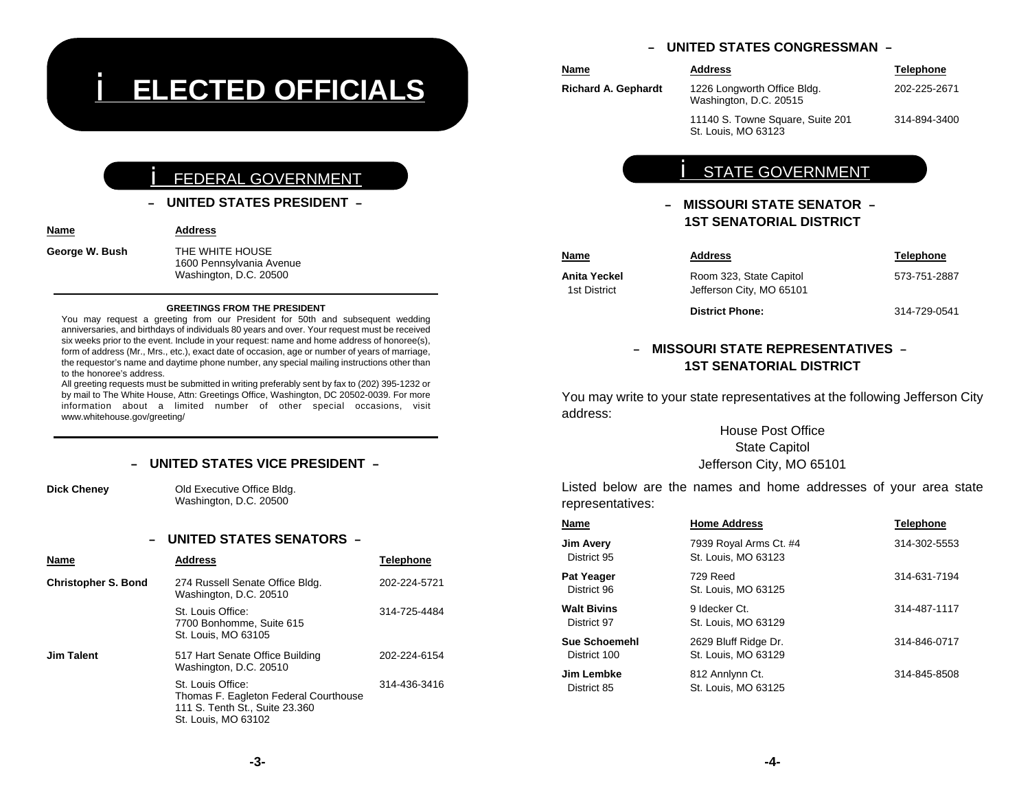# ELECTED OFFICIALS

## FEDERAL GOVERNMENT

### – UNITED STATES PRESIDENT –

| Name | Address |
|---|---|
| **George W. Bush** | THE WHITE HOUSE<br>1600 Pennsylvania Avenue<br>Washington, D.C. 20500 |

**GREETINGS FROM THE PRESIDENT**

You may request a greeting from our President for 50th and subsequent wedding anniversaries, and birthdays of individuals 80 years and over. Your request must be received six weeks prior to the event. Include in your request: name and home address of honoree(s), form of address (Mr., Mrs., etc.), exact date of occasion, age or number of years of marriage, the requestor's name and daytime phone number, any special mailing instructions other than to the honoree's address.

All greeting requests must be submitted in writing preferably sent by fax to (202) 395-1232 or by mail to The White House, Attn: Greetings Office, Washington, DC 20502-0039. For more information about a limited number of other special occasions, visit www.whitehouse.gov/greeting/

### – UNITED STATES VICE PRESIDENT –

| Name | Address |
|---|---|
| **Dick Cheney** | Old Executive Office Bldg.<br>Washington, D.C. 20500 |

### – UNITED STATES SENATORS –

| Name | Address | Telephone |
|---|---|---|
| **Christopher S. Bond** | 274 Russell Senate Office Bldg.<br>Washington, D.C. 20510 | 202-224-5721 |
| | St. Louis Office:<br>7700 Bonhomme, Suite 615<br>St. Louis, MO 63105 | 314-725-4484 |
| **Jim Talent** | 517 Hart Senate Office Building<br>Washington, D.C. 20510 | 202-224-6154 |
| | St. Louis Office:<br>Thomas F. Eagleton Federal Courthouse<br>111 S. Tenth St., Suite 23.360<br>St. Louis, MO 63102 | 314-436-3416 |

### – UNITED STATES CONGRESSMAN –

| Name | Address | Telephone |
|---|---|---|
| **Richard A. Gephardt** | 1226 Longworth Office Bldg.<br>Washington, D.C. 20515 | 202-225-2671 |
| | 11140 S. Towne Square, Suite 201<br>St. Louis, MO 63123 | 314-894-3400 |

## STATE GOVERNMENT

### – MISSOURI STATE SENATOR – 1ST SENATORIAL DISTRICT

| Name | Address | Telephone |
|---|---|---|
| **Anita Yeckel**<br>1st District | Room 323, State Capitol<br>Jefferson City, MO 65101 | 573-751-2887 |
| | **District Phone:** | 314-729-0541 |

### – MISSOURI STATE REPRESENTATIVES – 1ST SENATORIAL DISTRICT

You may write to your state representatives at the following Jefferson City address:

House Post Office
State Capitol
Jefferson City, MO 65101

Listed below are the names and home addresses of your area state representatives:

| Name | Home Address | Telephone |
|---|---|---|
| **Jim Avery**<br>District 95 | 7939 Royal Arms Ct. #4<br>St. Louis, MO 63123 | 314-302-5553 |
| **Pat Yeager**<br>District 96 | 729 Reed<br>St. Louis, MO 63125 | 314-631-7194 |
| **Walt Bivins**<br>District 97 | 9 Idecker Ct.<br>St. Louis, MO 63129 | 314-487-1117 |
| **Sue Schoemehl**<br>District 100 | 2629 Bluff Ridge Dr.<br>St. Louis, MO 63129 | 314-846-0717 |
| **Jim Lembke**<br>District 85 | 812 Annlynn Ct.<br>St. Louis, MO 63125 | 314-845-8508 |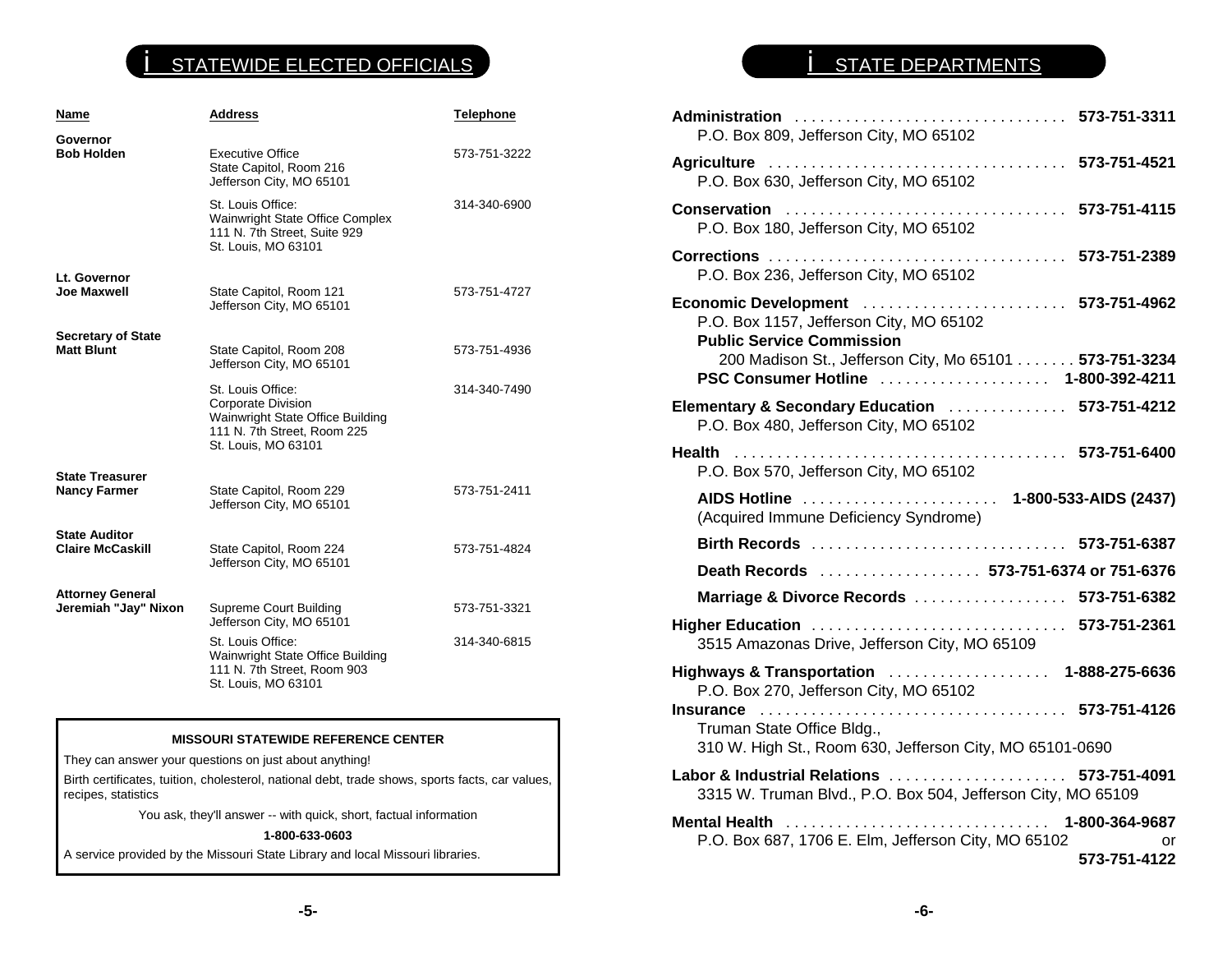## STATEWIDE ELECTED OFFICIALS

| Name | Address | Telephone |
|---|---|---|
| **Governor**<br>**Bob Holden** | Executive Office<br>State Capitol, Room 216<br>Jefferson City, MO 65101 | 573-751-3222 |
| | St. Louis Office:<br>Wainwright State Office Complex<br>111 N. 7th Street, Suite 929<br>St. Louis, MO 63101 | 314-340-6900 |
| **Lt. Governor**<br>**Joe Maxwell** | State Capitol, Room 121<br>Jefferson City, MO 65101 | 573-751-4727 |
| **Secretary of State**<br>**Matt Blunt** | State Capitol, Room 208<br>Jefferson City, MO 65101 | 573-751-4936 |
| | St. Louis Office:<br>Corporate Division<br>Wainwright State Office Building<br>111 N. 7th Street, Room 225<br>St. Louis, MO 63101 | 314-340-7490 |
| **State Treasurer**<br>**Nancy Farmer** | State Capitol, Room 229<br>Jefferson City, MO 65101 | 573-751-2411 |
| **State Auditor**<br>**Claire McCaskill** | State Capitol, Room 224<br>Jefferson City, MO 65101 | 573-751-4824 |
| **Attorney General**<br>**Jeremiah "Jay" Nixon** | Supreme Court Building<br>Jefferson City, MO 65101 | 573-751-3321 |
| | St. Louis Office:<br>Wainwright State Office Building<br>111 N. 7th Street, Room 903<br>St. Louis, MO 63101 | 314-340-6815 |

**MISSOURI STATEWIDE REFERENCE CENTER**

They can answer your questions on just about anything!

Birth certificates, tuition, cholesterol, national debt, trade shows, sports facts, car values, recipes, statistics

You ask, they'll answer -- with quick, short, factual information

**1-800-633-0603**

A service provided by the Missouri State Library and local Missouri libraries.

## STATE DEPARTMENTS

**Administration** . . . . . . . . . . . . . . . . . . . . . . . . . . . . . . . **573-751-3311**
P.O. Box 809, Jefferson City, MO 65102

**Agriculture** . . . . . . . . . . . . . . . . . . . . . . . . . . . . . . . . . **573-751-4521**
P.O. Box 630, Jefferson City, MO 65102

**Conservation** . . . . . . . . . . . . . . . . . . . . . . . . . . . . . . . **573-751-4115**
P.O. Box 180, Jefferson City, MO 65102

**Corrections** . . . . . . . . . . . . . . . . . . . . . . . . . . . . . . . . . **573-751-2389**
P.O. Box 236, Jefferson City, MO 65102

**Economic Development** . . . . . . . . . . . . . . . . . . . . . . . **573-751-4962**
P.O. Box 1157, Jefferson City, MO 65102
**Public Service Commission**
200 Madison St., Jefferson City, Mo 65101 . . . . . . . **573-751-3234**
**PSC Consumer Hotline** . . . . . . . . . . . . . . . . . . . . **1-800-392-4211**

**Elementary & Secondary Education** . . . . . . . . . . . . . . **573-751-4212**
P.O. Box 480, Jefferson City, MO 65102

**Health** . . . . . . . . . . . . . . . . . . . . . . . . . . . . . . . . . . . . . **573-751-6400**
P.O. Box 570, Jefferson City, MO 65102

**AIDS Hotline** . . . . . . . . . . . . . . . . . . . . . . . **1-800-533-AIDS (2437)**
(Acquired Immune Deficiency Syndrome)

**Birth Records** . . . . . . . . . . . . . . . . . . . . . . . . . . . . . **573-751-6387**

**Death Records** . . . . . . . . . . . . . . . . . . . **573-751-6374 or 751-6376**

**Marriage & Divorce Records** . . . . . . . . . . . . . . . . . . **573-751-6382**

**Higher Education** . . . . . . . . . . . . . . . . . . . . . . . . . . . . . **573-751-2361**
3515 Amazonas Drive, Jefferson City, MO 65109

**Highways & Transportation** . . . . . . . . . . . . . . . . . . . **1-888-275-6636**
P.O. Box 270, Jefferson City, MO 65102

**Insurance** . . . . . . . . . . . . . . . . . . . . . . . . . . . . . . . . . . . **573-751-4126**
Truman State Office Bldg.,
310 W. High St., Room 630, Jefferson City, MO 65101-0690

**Labor & Industrial Relations** . . . . . . . . . . . . . . . . . . . . . **573-751-4091**
3315 W. Truman Blvd., P.O. Box 504, Jefferson City, MO 65109

**Mental Health** . . . . . . . . . . . . . . . . . . . . . . . . . . . . . . . **1-800-364-9687**
P.O. Box 687, 1706 E. Elm, Jefferson City, MO 65102 or **573-751-4122**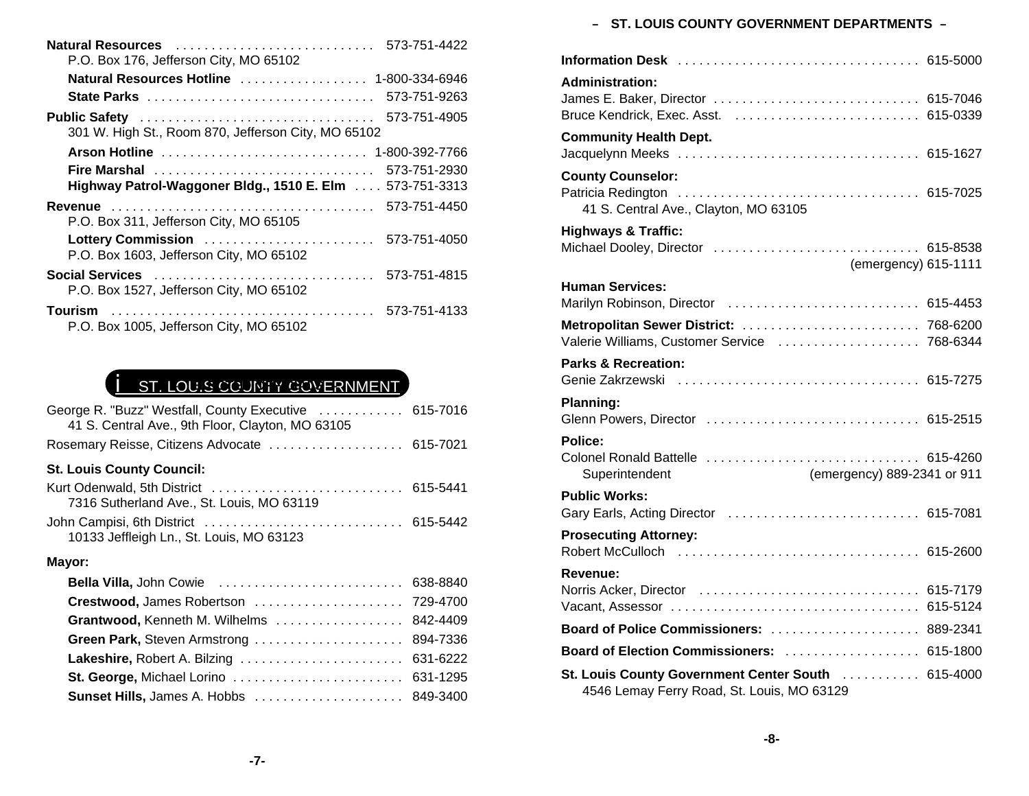**Natural Resources** . . . . . . . . . . . . . . . . . . . . . . . . . . . . 573-751-4422
P.O. Box 176, Jefferson City, MO 65102

**Natural Resources Hotline** . . . . . . . . . . . . . . . . . . 1-800-334-6946

**State Parks** . . . . . . . . . . . . . . . . . . . . . . . . . . . . . . . 573-751-9263

**Public Safety** . . . . . . . . . . . . . . . . . . . . . . . . . . . . . . . . 573-751-4905
301 W. High St., Room 870, Jefferson City, MO 65102

**Arson Hotline** . . . . . . . . . . . . . . . . . . . . . . . . . . . . 1-800-392-7766

**Fire Marshal** . . . . . . . . . . . . . . . . . . . . . . . . . . . . . . 573-751-2930

**Highway Patrol-Waggoner Bldg., 1510 E. Elm** . . . . 573-751-3313

**Revenue** . . . . . . . . . . . . . . . . . . . . . . . . . . . . . . . . . . . . 573-751-4450
P.O. Box 311, Jefferson City, MO 65105

**Lottery Commission** . . . . . . . . . . . . . . . . . . . . . . . . 573-751-4050
P.O. Box 1603, Jefferson City, MO 65102

**Social Services** . . . . . . . . . . . . . . . . . . . . . . . . . . . . . . 573-751-4815
P.O. Box 1527, Jefferson City, MO 65102

**Tourism** . . . . . . . . . . . . . . . . . . . . . . . . . . . . . . . . . . . . 573-751-4133
P.O. Box 1005, Jefferson City, MO 65102

## ST. LOUIS COUNTY GOVERNMENT

George R. "Buzz" Westfall, County Executive . . . . . . . . . . . . 615-7016
41 S. Central Ave., 9th Floor, Clayton, MO 63105

Rosemary Reisse, Citizens Advocate . . . . . . . . . . . . . . . . . . . 615-7021

**St. Louis County Council:**

Kurt Odenwald, 5th District . . . . . . . . . . . . . . . . . . . . . . . . . . . 615-5441
7316 Sutherland Ave., St. Louis, MO 63119

John Campisi, 6th District . . . . . . . . . . . . . . . . . . . . . . . . . . . . 615-5442
10133 Jeffleigh Ln., St. Louis, MO 63123

**Mayor:**

**Bella Villa,** John Cowie . . . . . . . . . . . . . . . . . . . . . . . . . . 638-8840

**Crestwood,** James Robertson . . . . . . . . . . . . . . . . . . . . . 729-4700

**Grantwood,** Kenneth M. Wilhelms . . . . . . . . . . . . . . . . . . 842-4409

**Green Park,** Steven Armstrong . . . . . . . . . . . . . . . . . . . . . 894-7336

**Lakeshire,** Robert A. Bilzing . . . . . . . . . . . . . . . . . . . . . . . 631-6222

**St. George,** Michael Lorino . . . . . . . . . . . . . . . . . . . . . . . . 631-1295

**Sunset Hills,** James A. Hobbs . . . . . . . . . . . . . . . . . . . . . 849-3400

## – ST. LOUIS COUNTY GOVERNMENT DEPARTMENTS –

**Information Desk** . . . . . . . . . . . . . . . . . . . . . . . . . . . . . . . . . . 615-5000

**Administration:**
James E. Baker, Director . . . . . . . . . . . . . . . . . . . . . . . . . . . . . 615-7046
Bruce Kendrick, Exec. Asst. . . . . . . . . . . . . . . . . . . . . . . . . . . 615-0339

**Community Health Dept.**
Jacquelynn Meeks . . . . . . . . . . . . . . . . . . . . . . . . . . . . . . . . . . 615-1627

**County Counselor:**
Patricia Redington . . . . . . . . . . . . . . . . . . . . . . . . . . . . . . . . . . 615-7025
41 S. Central Ave., Clayton, MO 63105

**Highways & Traffic:**
Michael Dooley, Director . . . . . . . . . . . . . . . . . . . . . . . . . . . . . 615-8538
(emergency) 615-1111

**Human Services:**
Marilyn Robinson, Director . . . . . . . . . . . . . . . . . . . . . . . . . . . 615-4453

**Metropolitan Sewer District:** . . . . . . . . . . . . . . . . . . . . . . . . . 768-6200
Valerie Williams, Customer Service . . . . . . . . . . . . . . . . . . . . 768-6344

**Parks & Recreation:**
Genie Zakrzewski . . . . . . . . . . . . . . . . . . . . . . . . . . . . . . . . . . 615-7275

**Planning:**
Glenn Powers, Director . . . . . . . . . . . . . . . . . . . . . . . . . . . . . . 615-2515

**Police:**
Colonel Ronald Battelle . . . . . . . . . . . . . . . . . . . . . . . . . . . . . . 615-4260
Superintendent (emergency) 889-2341 or 911

**Public Works:**
Gary Earls, Acting Director . . . . . . . . . . . . . . . . . . . . . . . . . . . 615-7081

**Prosecuting Attorney:**
Robert McCulloch . . . . . . . . . . . . . . . . . . . . . . . . . . . . . . . . . . 615-2600

**Revenue:**
Norris Acker, Director . . . . . . . . . . . . . . . . . . . . . . . . . . . . . . . 615-7179
Vacant, Assessor . . . . . . . . . . . . . . . . . . . . . . . . . . . . . . . . . . . 615-5124

**Board of Police Commissioners:** . . . . . . . . . . . . . . . . . . . . . 889-2341

**Board of Election Commissioners:** . . . . . . . . . . . . . . . . . . . 615-1800

**St. Louis County Government Center South** . . . . . . . . . . . 615-4000
4546 Lemay Ferry Road, St. Louis, MO 63129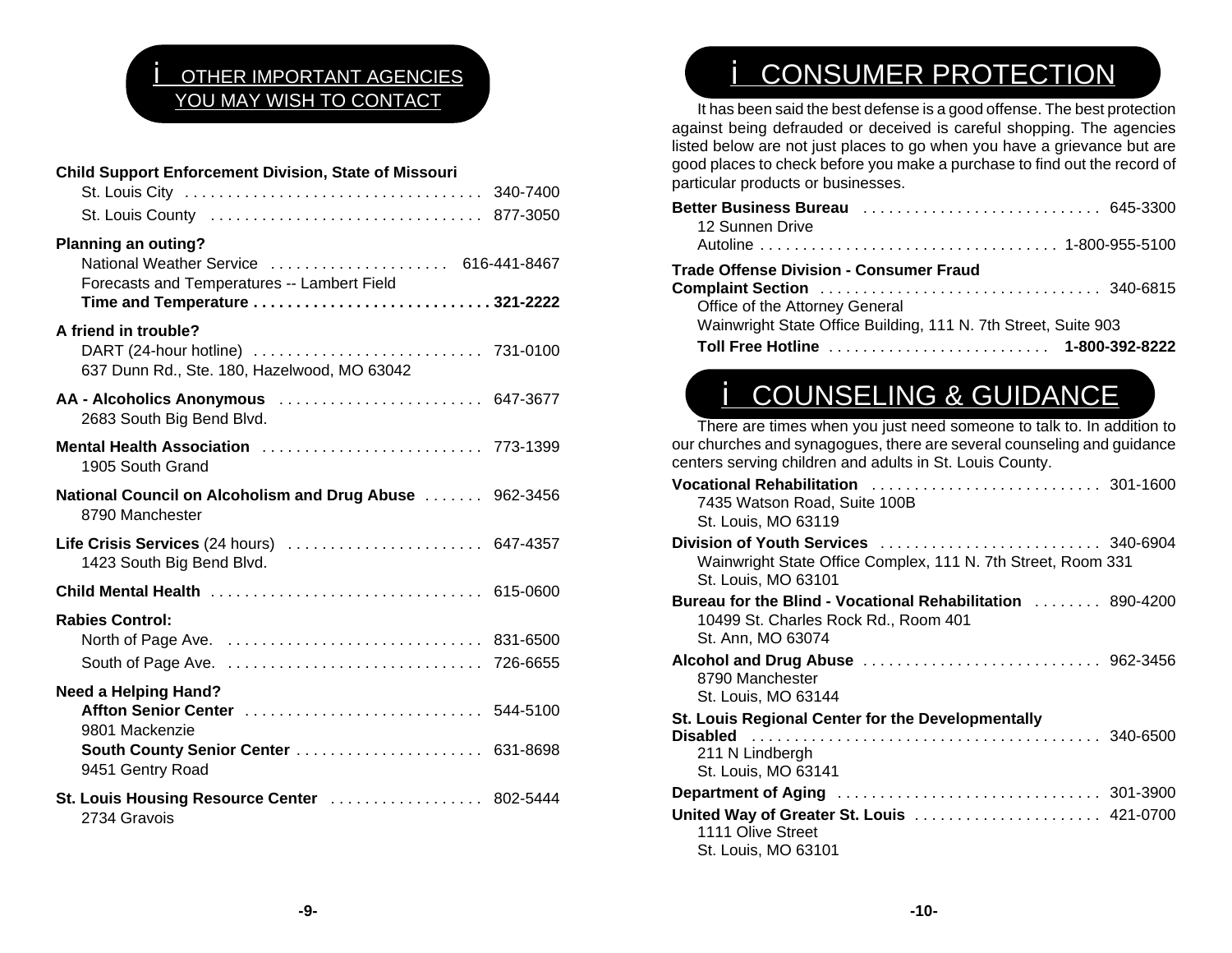## i OTHER IMPORTANT AGENCIES YOU MAY WISH TO CONTACT

**Child Support Enforcement Division, State of Missouri**
St. Louis City . . . . . . . . . . . . . . . . . . . . . . . . . . . . . . . . . . . 340-7400
St. Louis County . . . . . . . . . . . . . . . . . . . . . . . . . . . . . . . . 877-3050

**Planning an outing?**
National Weather Service . . . . . . . . . . . . . . . . . . . . . 616-441-8467
Forecasts and Temperatures -- Lambert Field
**Time and Temperature . . . . . . . . . . . . . . . . . . . . . . . . . . . . 321-2222**

**A friend in trouble?**
DART (24-hour hotline) . . . . . . . . . . . . . . . . . . . . . . . . . . . 731-0100
637 Dunn Rd., Ste. 180, Hazelwood, MO 63042

**AA - Alcoholics Anonymous** . . . . . . . . . . . . . . . . . . . . . . . . 647-3677
2683 South Big Bend Blvd.

**Mental Health Association** . . . . . . . . . . . . . . . . . . . . . . . . . . 773-1399
1905 South Grand

**National Council on Alcoholism and Drug Abuse** . . . . . . . 962-3456
8790 Manchester

**Life Crisis Services** (24 hours) . . . . . . . . . . . . . . . . . . . . . . . 647-4357
1423 South Big Bend Blvd.

**Child Mental Health** . . . . . . . . . . . . . . . . . . . . . . . . . . . . . . . . 615-0600

**Rabies Control:**
North of Page Ave. . . . . . . . . . . . . . . . . . . . . . . . . . . . . . . 831-6500
South of Page Ave. . . . . . . . . . . . . . . . . . . . . . . . . . . . . . . 726-6655

**Need a Helping Hand?**
**Affton Senior Center** . . . . . . . . . . . . . . . . . . . . . . . . . . . . 544-5100
9801 Mackenzie
**South County Senior Center** . . . . . . . . . . . . . . . . . . . . . . 631-8698
9451 Gentry Road

**St. Louis Housing Resource Center** . . . . . . . . . . . . . . . . . . 802-5444
2734 Gravois

## i CONSUMER PROTECTION

It has been said the best defense is a good offense. The best protection against being defrauded or deceived is careful shopping. The agencies listed below are not just places to go when you have a grievance but are good places to check before you make a purchase to find out the record of particular products or businesses.

**Better Business Bureau** . . . . . . . . . . . . . . . . . . . . . . . . . . . 645-3300
12 Sunnen Drive
Autoline . . . . . . . . . . . . . . . . . . . . . . . . . . . . . . . . . . . 1-800-955-5100

**Trade Offense Division - Consumer Fraud Complaint Section** . . . . . . . . . . . . . . . . . . . . . . . . . . . . . . . . . 340-6815
Office of the Attorney General
Wainwright State Office Building, 111 N. 7th Street, Suite 903
**Toll Free Hotline** . . . . . . . . . . . . . . . . . . . . . . . . . . **1-800-392-8222**

## i COUNSELING & GUIDANCE

There are times when you just need someone to talk to. In addition to our churches and synagogues, there are several counseling and guidance centers serving children and adults in St. Louis County.

**Vocational Rehabilitation** . . . . . . . . . . . . . . . . . . . . . . . . . . . 301-1600
7435 Watson Road, Suite 100B
St. Louis, MO 63119

**Division of Youth Services** . . . . . . . . . . . . . . . . . . . . . . . . . . 340-6904
Wainwright State Office Complex, 111 N. 7th Street, Room 331
St. Louis, MO 63101

**Bureau for the Blind - Vocational Rehabilitation** . . . . . . . . 890-4200
10499 St. Charles Rock Rd., Room 401
St. Ann, MO 63074

**Alcohol and Drug Abuse** . . . . . . . . . . . . . . . . . . . . . . . . . . . . 962-3456
8790 Manchester
St. Louis, MO 63144

**St. Louis Regional Center for the Developmentally Disabled** . . . . . . . . . . . . . . . . . . . . . . . . . . . . . . . . . . . . . . . . . 340-6500
211 N Lindbergh
St. Louis, MO 63141

**Department of Aging** . . . . . . . . . . . . . . . . . . . . . . . . . . . . . . . 301-3900

**United Way of Greater St. Louis** . . . . . . . . . . . . . . . . . . . . . . 421-0700
1111 Olive Street
St. Louis, MO 63101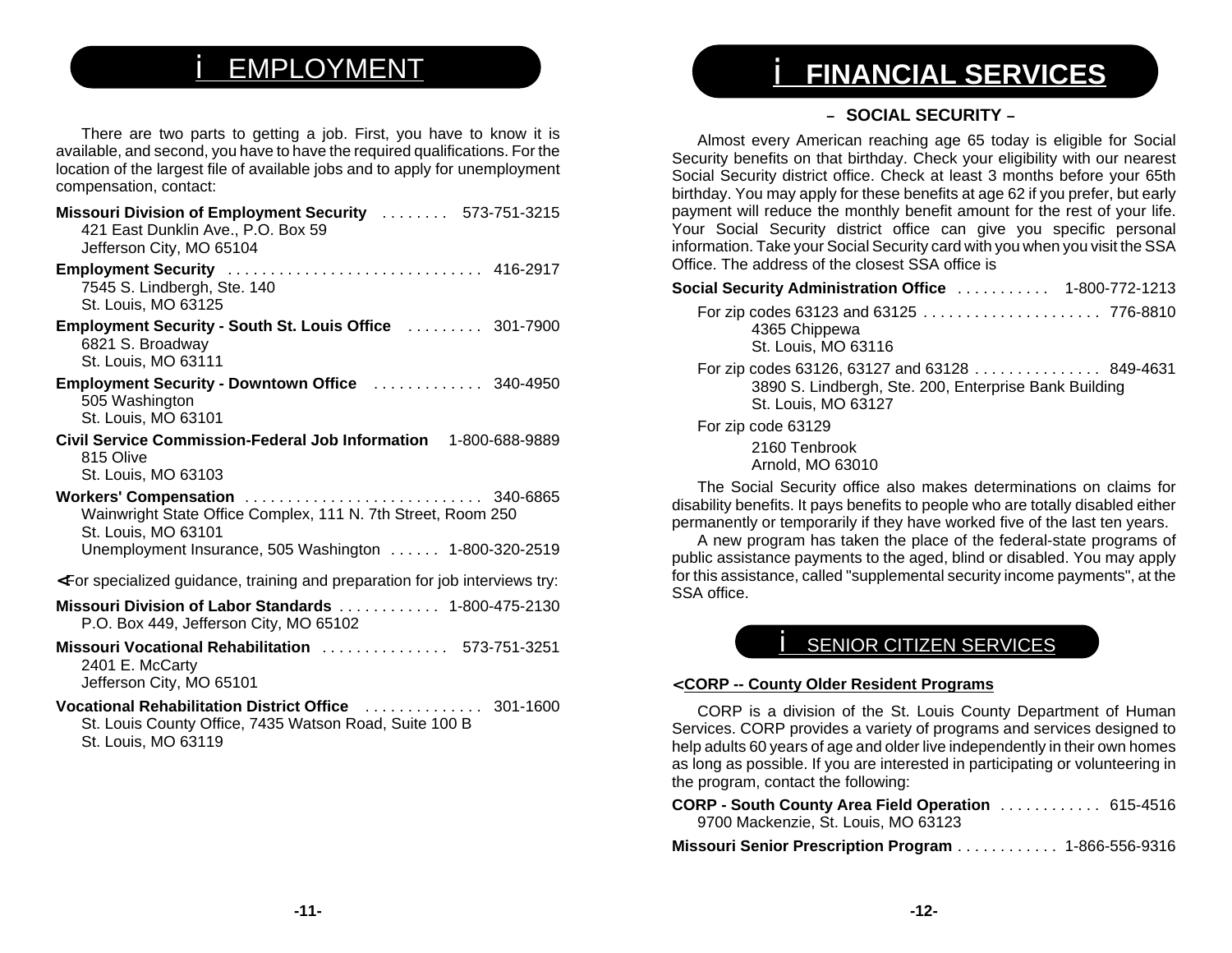## EMPLOYMENT

There are two parts to getting a job. First, you have to know it is available, and second, you have to have the required qualifications. For the location of the largest file of available jobs and to apply for unemployment compensation, contact:

**Missouri Division of Employment Security** ........ 573-751-3215
421 East Dunklin Ave., P.O. Box 59
Jefferson City, MO 65104

**Employment Security** .............................. 416-2917
7545 S. Lindbergh, Ste. 140
St. Louis, MO 63125

**Employment Security - South St. Louis Office** ......... 301-7900
6821 S. Broadway
St. Louis, MO 63111

**Employment Security - Downtown Office** ............. 340-4950
505 Washington
St. Louis, MO 63101

**Civil Service Commission-Federal Job Information** 1-800-688-9889
815 Olive
St. Louis, MO 63103

**Workers' Compensation** ............................ 340-6865
Wainwright State Office Complex, 111 N. 7th Street, Room 250
St. Louis, MO 63101
Unemployment Insurance, 505 Washington ...... 1-800-320-2519

<For specialized guidance, training and preparation for job interviews try:

**Missouri Division of Labor Standards** ............ 1-800-475-2130
P.O. Box 449, Jefferson City, MO 65102

**Missouri Vocational Rehabilitation** ............... 573-751-3251
2401 E. McCarty
Jefferson City, MO 65101

**Vocational Rehabilitation District Office** .............. 301-1600
St. Louis County Office, 7435 Watson Road, Suite 100 B
St. Louis, MO 63119

## FINANCIAL SERVICES

### – SOCIAL SECURITY –

Almost every American reaching age 65 today is eligible for Social Security benefits on that birthday. Check your eligibility with our nearest Social Security district office. Check at least 3 months before your 65th birthday. You may apply for these benefits at age 62 if you prefer, but early payment will reduce the monthly benefit amount for the rest of your life. Your Social Security district office can give you specific personal information. Take your Social Security card with you when you visit the SSA Office. The address of the closest SSA office is

**Social Security Administration Office** ........... 1-800-772-1213

For zip codes 63123 and 63125 ..................... 776-8810
4365 Chippewa
St. Louis, MO 63116

For zip codes 63126, 63127 and 63128 ............... 849-4631
3890 S. Lindbergh, Ste. 200, Enterprise Bank Building
St. Louis, MO 63127

For zip code 63129
2160 Tenbrook
Arnold, MO 63010

The Social Security office also makes determinations on claims for disability benefits. It pays benefits to people who are totally disabled either permanently or temporarily if they have worked five of the last ten years.

A new program has taken the place of the federal-state programs of public assistance payments to the aged, blind or disabled. You may apply for this assistance, called "supplemental security income payments", at the SSA office.

## SENIOR CITIZEN SERVICES

**<CORP -- County Older Resident Programs**

CORP is a division of the St. Louis County Department of Human Services. CORP provides a variety of programs and services designed to help adults 60 years of age and older live independently in their own homes as long as possible. If you are interested in participating or volunteering in the program, contact the following:

**CORP - South County Area Field Operation** ............ 615-4516
9700 Mackenzie, St. Louis, MO 63123

**Missouri Senior Prescription Program** ............ 1-866-556-9316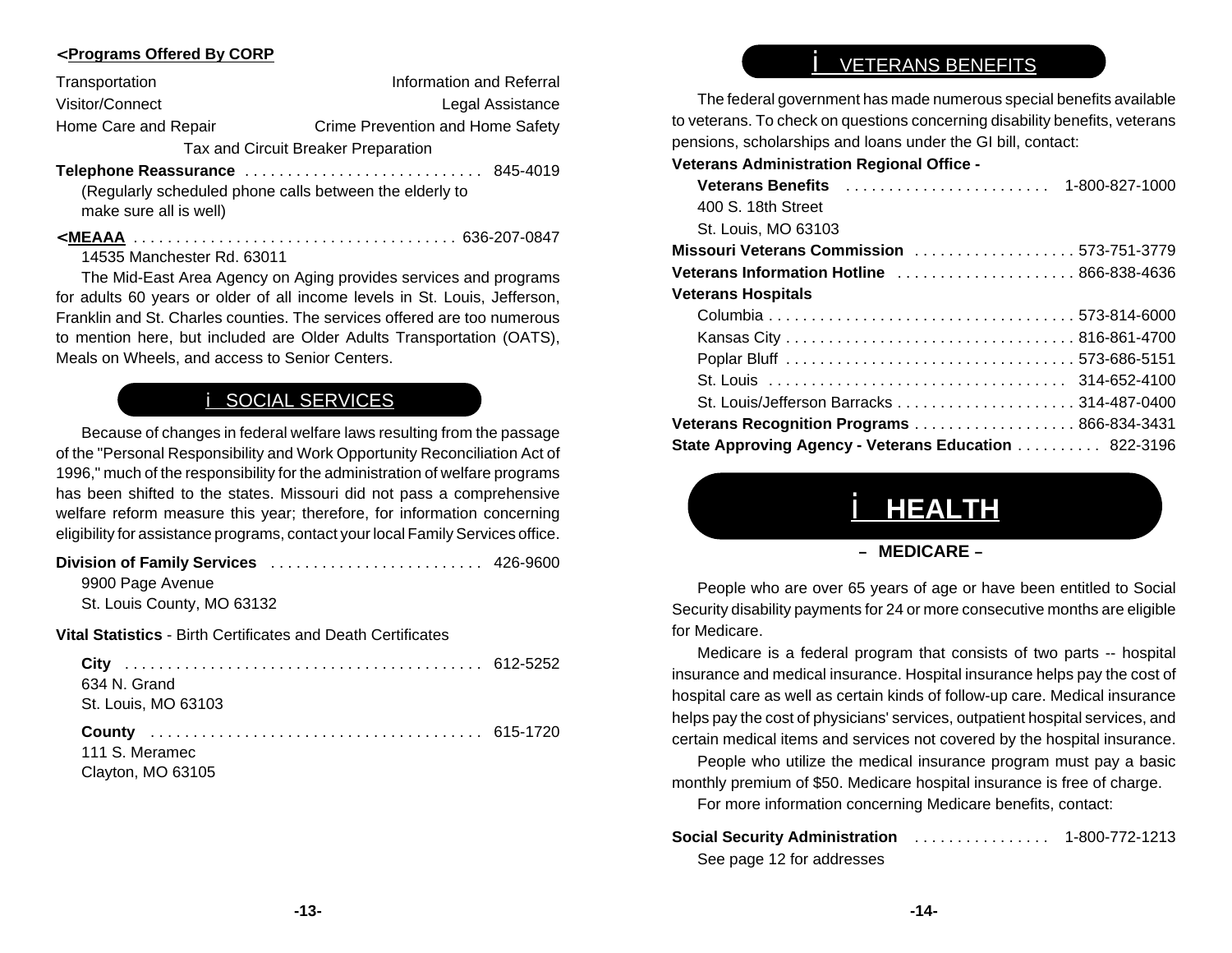**<Programs Offered By CORP**

Transportation — Information and Referral
Visitor/Connect — Legal Assistance
Home Care and Repair — Crime Prevention and Home Safety
Tax and Circuit Breaker Preparation

**Telephone Reassurance** . . . . . . . . . . . . . . . . . . . . . . . . . . . . 845-4019
(Regularly scheduled phone calls between the elderly to make sure all is well)

**<MEAAA** . . . . . . . . . . . . . . . . . . . . . . . . . . . . . . . . . . . . . . 636-207-0847
14535 Manchester Rd. 63011

The Mid-East Area Agency on Aging provides services and programs for adults 60 years or older of all income levels in St. Louis, Jefferson, Franklin and St. Charles counties. The services offered are too numerous to mention here, but included are Older Adults Transportation (OATS), Meals on Wheels, and access to Senior Centers.

## i SOCIAL SERVICES

Because of changes in federal welfare laws resulting from the passage of the "Personal Responsibility and Work Opportunity Reconciliation Act of 1996," much of the responsibility for the administration of welfare programs has been shifted to the states. Missouri did not pass a comprehensive welfare reform measure this year; therefore, for information concerning eligibility for assistance programs, contact your local Family Services office.

**Division of Family Services** . . . . . . . . . . . . . . . . . . . . . . . . . 426-9600
9900 Page Avenue
St. Louis County, MO 63132

**Vital Statistics** - Birth Certificates and Death Certificates

**City** . . . . . . . . . . . . . . . . . . . . . . . . . . . . . . . . . . . . . . . . . 612-5252
634 N. Grand
St. Louis, MO 63103

**County** . . . . . . . . . . . . . . . . . . . . . . . . . . . . . . . . . . . . . . 615-1720
111 S. Meramec
Clayton, MO 63105

## i VETERANS BENEFITS

The federal government has made numerous special benefits available to veterans. To check on questions concerning disability benefits, veterans pensions, scholarships and loans under the GI bill, contact:

**Veterans Administration Regional Office -**
**Veterans Benefits** . . . . . . . . . . . . . . . . . . . . . . . . 1-800-827-1000
400 S. 18th Street
St. Louis, MO 63103

**Missouri Veterans Commission** . . . . . . . . . . . . . . . . . . . 573-751-3779
**Veterans Information Hotline** . . . . . . . . . . . . . . . . . . . . . 866-838-4636
**Veterans Hospitals**
Columbia . . . . . . . . . . . . . . . . . . . . . . . . . . . . . . . . . . . 573-814-6000
Kansas City . . . . . . . . . . . . . . . . . . . . . . . . . . . . . . . . . 816-861-4700
Poplar Bluff . . . . . . . . . . . . . . . . . . . . . . . . . . . . . . . . . 573-686-5151
St. Louis . . . . . . . . . . . . . . . . . . . . . . . . . . . . . . . . . . . 314-652-4100
St. Louis/Jefferson Barracks . . . . . . . . . . . . . . . . . . . . . 314-487-0400
**Veterans Recognition Programs** . . . . . . . . . . . . . . . . . . . 866-834-3431
**State Approving Agency - Veterans Education** . . . . . . . . . . 822-3196

# i HEALTH

### – MEDICARE –

People who are over 65 years of age or have been entitled to Social Security disability payments for 24 or more consecutive months are eligible for Medicare.

Medicare is a federal program that consists of two parts -- hospital insurance and medical insurance. Hospital insurance helps pay the cost of hospital care as well as certain kinds of follow-up care. Medical insurance helps pay the cost of physicians' services, outpatient hospital services, and certain medical items and services not covered by the hospital insurance.

People who utilize the medical insurance program must pay a basic monthly premium of $50. Medicare hospital insurance is free of charge.

For more information concerning Medicare benefits, contact:

**Social Security Administration** . . . . . . . . . . . . . . . . 1-800-772-1213
See page 12 for addresses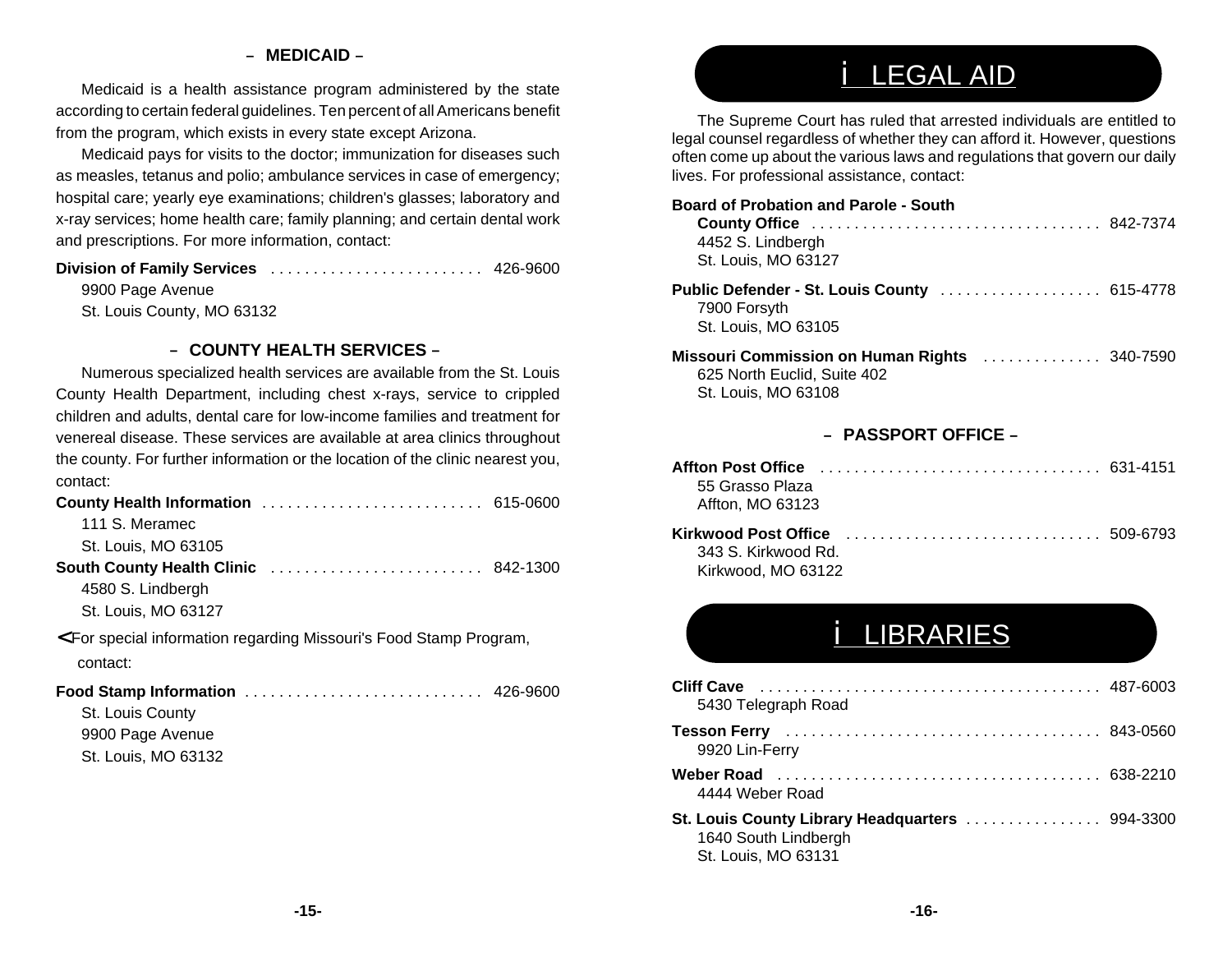## – MEDICAID –

Medicaid is a health assistance program administered by the state according to certain federal guidelines. Ten percent of all Americans benefit from the program, which exists in every state except Arizona.

Medicaid pays for visits to the doctor; immunization for diseases such as measles, tetanus and polio; ambulance services in case of emergency; hospital care; yearly eye examinations; children's glasses; laboratory and x-ray services; home health care; family planning; and certain dental work and prescriptions. For more information, contact:

**Division of Family Services** . . . . . . . . . . . . . . . . . . . . . . . . . 426-9600
9900 Page Avenue
St. Louis County, MO 63132

## – COUNTY HEALTH SERVICES –

Numerous specialized health services are available from the St. Louis County Health Department, including chest x-rays, service to crippled children and adults, dental care for low-income families and treatment for venereal disease. These services are available at area clinics throughout the county. For further information or the location of the clinic nearest you, contact:

**County Health Information** . . . . . . . . . . . . . . . . . . . . . . . . . . 615-0600
111 S. Meramec
St. Louis, MO 63105

**South County Health Clinic** . . . . . . . . . . . . . . . . . . . . . . . . . 842-1300
4580 S. Lindbergh
St. Louis, MO 63127

< For special information regarding Missouri's Food Stamp Program, contact:

**Food Stamp Information** . . . . . . . . . . . . . . . . . . . . . . . . . . . . 426-9600
St. Louis County
9900 Page Avenue
St. Louis, MO 63132

# i LEGAL AID

The Supreme Court has ruled that arrested individuals are entitled to legal counsel regardless of whether they can afford it. However, questions often come up about the various laws and regulations that govern our daily lives. For professional assistance, contact:

**Board of Probation and Parole - South County Office** . . . . . . . . . . . . . . . . . . . . . . . . . . . . . . . . . 842-7374
4452 S. Lindbergh
St. Louis, MO 63127

**Public Defender - St. Louis County** . . . . . . . . . . . . . . . . . . . 615-4778
7900 Forsyth
St. Louis, MO 63105

**Missouri Commission on Human Rights** . . . . . . . . . . . . . 340-7590
625 North Euclid, Suite 402
St. Louis, MO 63108

## – PASSPORT OFFICE –

**Affton Post Office** . . . . . . . . . . . . . . . . . . . . . . . . . . . . . . . . . 631-4151
55 Grasso Plaza
Affton, MO 63123

**Kirkwood Post Office** . . . . . . . . . . . . . . . . . . . . . . . . . . . . . . 509-6793
343 S. Kirkwood Rd.
Kirkwood, MO 63122

# i LIBRARIES

**Cliff Cave** . . . . . . . . . . . . . . . . . . . . . . . . . . . . . . . . . . . . . . . . 487-6003
5430 Telegraph Road

**Tesson Ferry** . . . . . . . . . . . . . . . . . . . . . . . . . . . . . . . . . . . . . 843-0560
9920 Lin-Ferry

**Weber Road** . . . . . . . . . . . . . . . . . . . . . . . . . . . . . . . . . . . . . . 638-2210
4444 Weber Road

**St. Louis County Library Headquarters** . . . . . . . . . . . . . . . . 994-3300
1640 South Lindbergh
St. Louis, MO 63131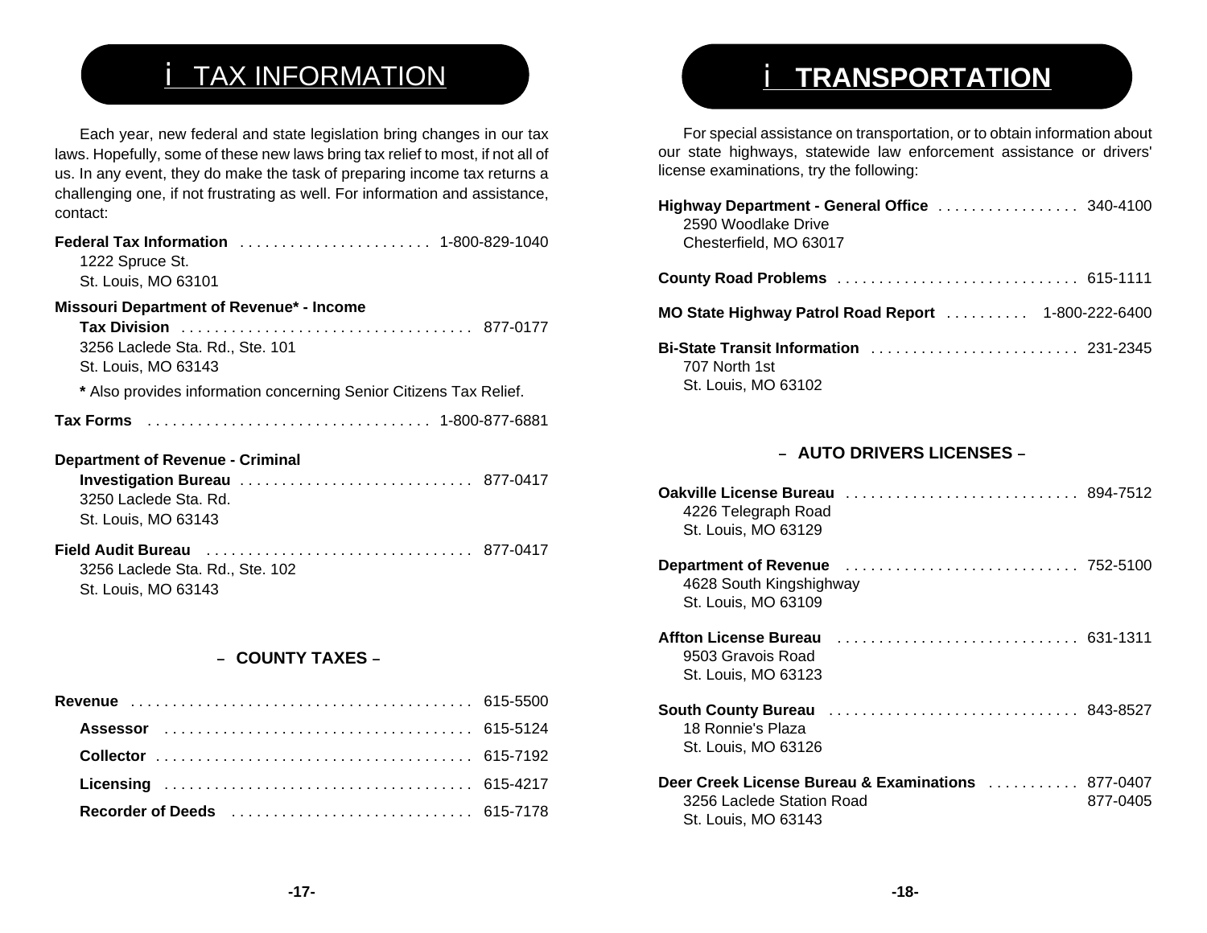# i TAX INFORMATION

Each year, new federal and state legislation bring changes in our tax laws. Hopefully, some of these new laws bring tax relief to most, if not all of us. In any event, they do make the task of preparing income tax returns a challenging one, if not frustrating as well. For information and assistance, contact:

**Federal Tax Information** . . . . . . . . . . . . . . . . . . . . . . . 1-800-829-1040
1222 Spruce St.
St. Louis, MO 63101

**Missouri Department of Revenue* - Income Tax Division** . . . . . . . . . . . . . . . . . . . . . . . . . . . . . . . . . . . 877-0177
3256 Laclede Sta. Rd., Ste. 101
St. Louis, MO 63143

**\*** Also provides information concerning Senior Citizens Tax Relief.

**Tax Forms** . . . . . . . . . . . . . . . . . . . . . . . . . . . . . . . . . . 1-800-877-6881

**Department of Revenue - Criminal Investigation Bureau** . . . . . . . . . . . . . . . . . . . . . . . . . . . . 877-0417
3250 Laclede Sta. Rd.
St. Louis, MO 63143

**Field Audit Bureau** . . . . . . . . . . . . . . . . . . . . . . . . . . . . . . . . 877-0417
3256 Laclede Sta. Rd., Ste. 102
St. Louis, MO 63143

## – COUNTY TAXES –

**Revenue** . . . . . . . . . . . . . . . . . . . . . . . . . . . . . . . . . . . . . . . . . 615-5500

**Assessor** . . . . . . . . . . . . . . . . . . . . . . . . . . . . . . . . . . . . . 615-5124

**Collector** . . . . . . . . . . . . . . . . . . . . . . . . . . . . . . . . . . . . . . 615-7192

**Licensing** . . . . . . . . . . . . . . . . . . . . . . . . . . . . . . . . . . . . . 615-4217

**Recorder of Deeds** . . . . . . . . . . . . . . . . . . . . . . . . . . . . 615-7178

# i TRANSPORTATION

For special assistance on transportation, or to obtain information about our state highways, statewide law enforcement assistance or drivers' license examinations, try the following:

**Highway Department - General Office** . . . . . . . . . . . . . . . . . 340-4100
2590 Woodlake Drive
Chesterfield, MO 63017

**County Road Problems** . . . . . . . . . . . . . . . . . . . . . . . . . . . . . 615-1111

**MO State Highway Patrol Road Report** . . . . . . . . . . 1-800-222-6400

**Bi-State Transit Information** . . . . . . . . . . . . . . . . . . . . . . . . . 231-2345
707 North 1st
St. Louis, MO 63102

## – AUTO DRIVERS LICENSES –

**Oakville License Bureau** . . . . . . . . . . . . . . . . . . . . . . . . . . . . 894-7512
4226 Telegraph Road
St. Louis, MO 63129

**Department of Revenue** . . . . . . . . . . . . . . . . . . . . . . . . . . . . 752-5100
4628 South Kingshighway
St. Louis, MO 63109

**Affton License Bureau** . . . . . . . . . . . . . . . . . . . . . . . . . . . . . 631-1311
9503 Gravois Road
St. Louis, MO 63123

**South County Bureau** . . . . . . . . . . . . . . . . . . . . . . . . . . . . . . 843-8527
18 Ronnie's Plaza
St. Louis, MO 63126

**Deer Creek License Bureau & Examinations** . . . . . . . . . . . 877-0407
3256 Laclede Station Road 877-0405
St. Louis, MO 63143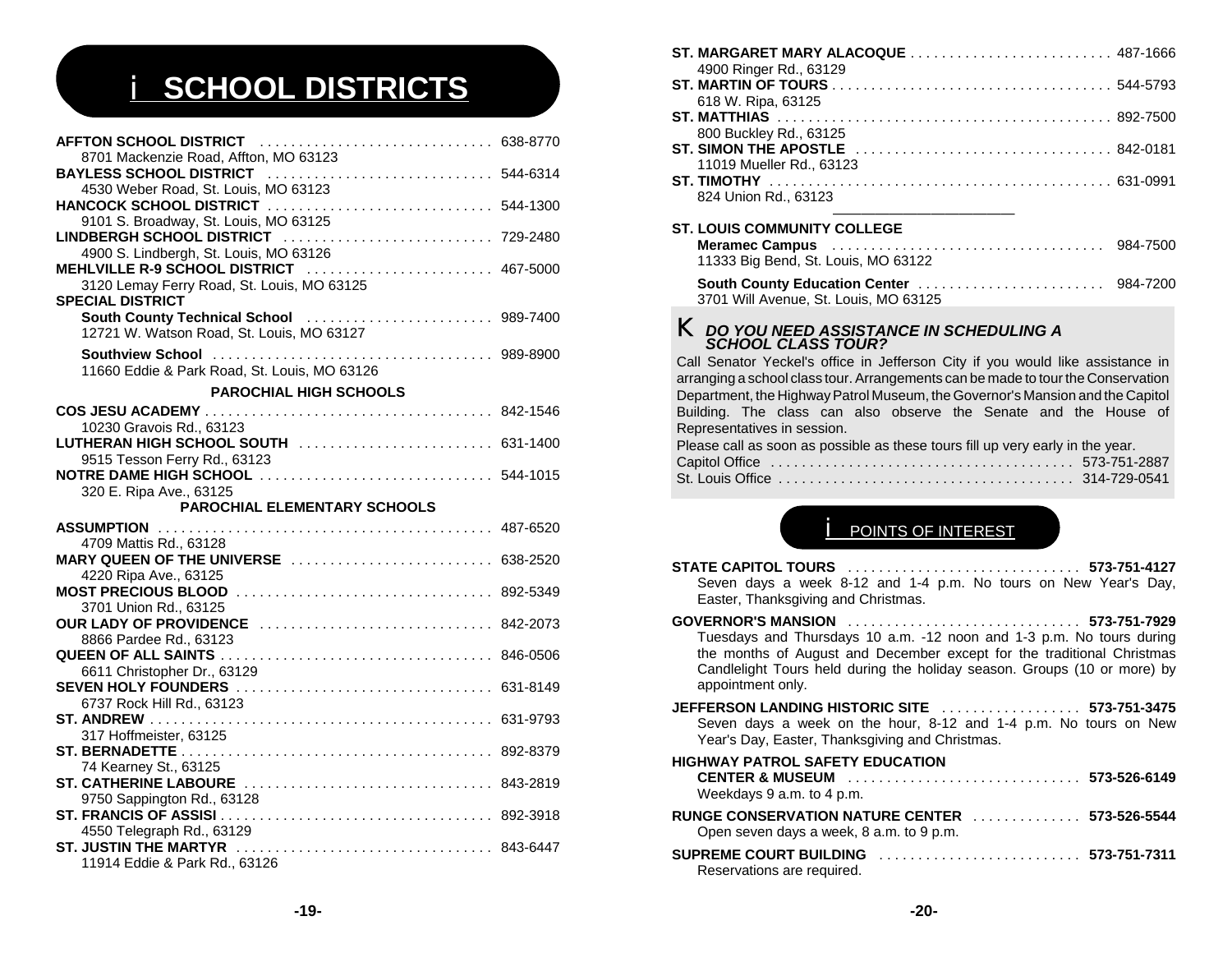# SCHOOL DISTRICTS

**AFFTON SCHOOL DISTRICT** . . . . . . . . . . 638-8770
8701 Mackenzie Road, Affton, MO 63123

**BAYLESS SCHOOL DISTRICT** . . . . . . . . . . 544-6314
4530 Weber Road, St. Louis, MO 63123

**HANCOCK SCHOOL DISTRICT** . . . . . . . . . . 544-1300
9101 S. Broadway, St. Louis, MO 63125

**LINDBERGH SCHOOL DISTRICT** . . . . . . . . . . 729-2480
4900 S. Lindbergh, St. Louis, MO 63126

**MEHLVILLE R-9 SCHOOL DISTRICT** . . . . . . . . . . 467-5000
3120 Lemay Ferry Road, St. Louis, MO 63125

**SPECIAL DISTRICT**

**South County Technical School** . . . . . . . . . . 989-7400
12721 W. Watson Road, St. Louis, MO 63127

**Southview School** . . . . . . . . . . 989-8900
11660 Eddie & Park Road, St. Louis, MO 63126

### PAROCHIAL HIGH SCHOOLS

**COS JESU ACADEMY** . . . . . . . . . . 842-1546
10230 Gravois Rd., 63123

**LUTHERAN HIGH SCHOOL SOUTH** . . . . . . . . . . 631-1400
9515 Tesson Ferry Rd., 63123

**NOTRE DAME HIGH SCHOOL** . . . . . . . . . . 544-1015
320 E. Ripa Ave., 63125

### PAROCHIAL ELEMENTARY SCHOOLS

**ASSUMPTION** . . . . . . . . . . 487-6520
4709 Mattis Rd., 63128

**MARY QUEEN OF THE UNIVERSE** . . . . . . . . . . 638-2520
4220 Ripa Ave., 63125

**MOST PRECIOUS BLOOD** . . . . . . . . . . 892-5349
3701 Union Rd., 63125

**OUR LADY OF PROVIDENCE** . . . . . . . . . . 842-2073
8866 Pardee Rd., 63123

**QUEEN OF ALL SAINTS** . . . . . . . . . . 846-0506
6611 Christopher Dr., 63129

**SEVEN HOLY FOUNDERS** . . . . . . . . . . 631-8149
6737 Rock Hill Rd., 63123

**ST. ANDREW** . . . . . . . . . . 631-9793
317 Hoffmeister, 63125

**ST. BERNADETTE** . . . . . . . . . . 892-8379
74 Kearney St., 63125

**ST. CATHERINE LABOURE** . . . . . . . . . . 843-2819
9750 Sappington Rd., 63128

**ST. FRANCIS OF ASSISI** . . . . . . . . . . 892-3918
4550 Telegraph Rd., 63129

**ST. JUSTIN THE MARTYR** . . . . . . . . . . 843-6447
11914 Eddie & Park Rd., 63126

**ST. MARGARET MARY ALACOQUE** . . . . . . . . . . 487-1666
4900 Ringer Rd., 63129

**ST. MARTIN OF TOURS** . . . . . . . . . . 544-5793
618 W. Ripa, 63125

**ST. MATTHIAS** . . . . . . . . . . 892-7500
800 Buckley Rd., 63125

**ST. SIMON THE APOSTLE** . . . . . . . . . . 842-0181
11019 Mueller Rd., 63123

**ST. TIMOTHY** . . . . . . . . . . 631-0991
824 Union Rd., 63123

---

**ST. LOUIS COMMUNITY COLLEGE**

**Meramec Campus** . . . . . . . . . . 984-7500
11333 Big Bend, St. Louis, MO 63122

**South County Education Center** . . . . . . . . . . 984-7200
3701 Will Avenue, St. Louis, MO 63125

### *DO YOU NEED ASSISTANCE IN SCHEDULING A SCHOOL CLASS TOUR?*

Call Senator Yeckel's office in Jefferson City if you would like assistance in arranging a school class tour. Arrangements can be made to tour the Conservation Department, the Highway Patrol Museum, the Governor's Mansion and the Capitol Building. The class can also observe the Senate and the House of Representatives in session.

Please call as soon as possible as these tours fill up very early in the year.

Capitol Office . . . . . . . . . . 573-751-2887
St. Louis Office . . . . . . . . . . 314-729-0541

## POINTS OF INTEREST

**STATE CAPITOL TOURS** . . . . . . . . . . **573-751-4127**
Seven days a week 8-12 and 1-4 p.m. No tours on New Year's Day, Easter, Thanksgiving and Christmas.

**GOVERNOR'S MANSION** . . . . . . . . . . **573-751-7929**
Tuesdays and Thursdays 10 a.m. -12 noon and 1-3 p.m. No tours during the months of August and December except for the traditional Christmas Candlelight Tours held during the holiday season. Groups (10 or more) by appointment only.

**JEFFERSON LANDING HISTORIC SITE** . . . . . . . . . . **573-751-3475**
Seven days a week on the hour, 8-12 and 1-4 p.m. No tours on New Year's Day, Easter, Thanksgiving and Christmas.

**HIGHWAY PATROL SAFETY EDUCATION CENTER & MUSEUM** . . . . . . . . . . **573-526-6149**
Weekdays 9 a.m. to 4 p.m.

**RUNGE CONSERVATION NATURE CENTER** . . . . . . . . . . **573-526-5544**
Open seven days a week, 8 a.m. to 9 p.m.

**SUPREME COURT BUILDING** . . . . . . . . . . **573-751-7311**
Reservations are required.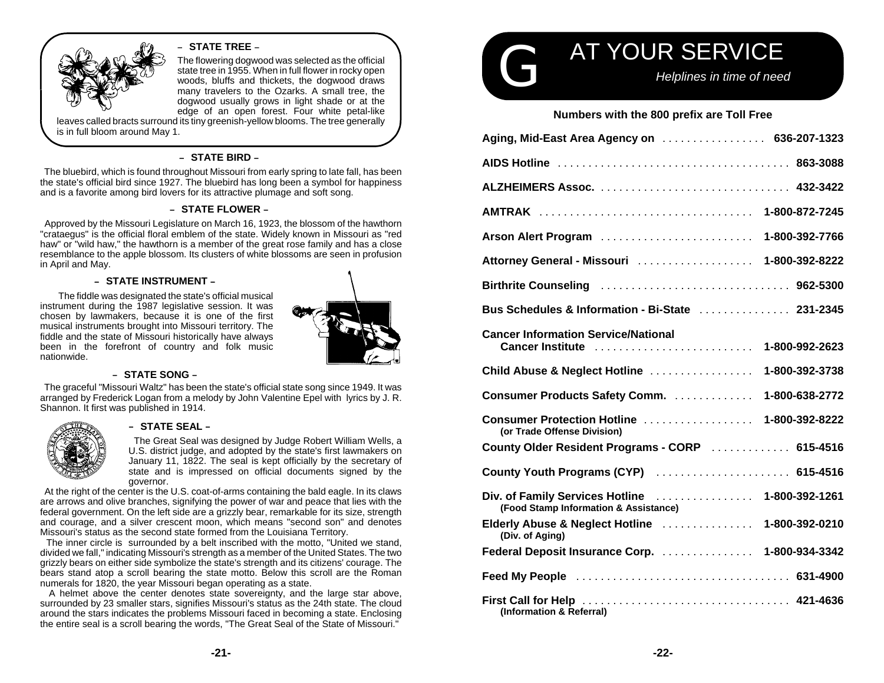## – STATE TREE –

The flowering dogwood was selected as the official state tree in 1955. When in full flower in rocky open woods, bluffs and thickets, the dogwood draws many travelers to the Ozarks. A small tree, the dogwood usually grows in light shade or at the edge of an open forest. Four white petal-like leaves called bracts surround its tiny greenish-yellow blooms. The tree generally is in full bloom around May 1.

## – STATE BIRD –

The bluebird, which is found throughout Missouri from early spring to late fall, has been the state's official bird since 1927. The bluebird has long been a symbol for happiness and is a favorite among bird lovers for its attractive plumage and soft song.

## – STATE FLOWER –

Approved by the Missouri Legislature on March 16, 1923, the blossom of the hawthorn "crataegus" is the official floral emblem of the state. Widely known in Missouri as "red haw" or "wild haw," the hawthorn is a member of the great rose family and has a close resemblance to the apple blossom. Its clusters of white blossoms are seen in profusion in April and May.

## – STATE INSTRUMENT –

The fiddle was designated the state's official musical instrument during the 1987 legislative session. It was chosen by lawmakers, because it is one of the first musical instruments brought into Missouri territory. The fiddle and the state of Missouri historically have always been in the forefront of country and folk music nationwide.

## – STATE SONG –

The graceful "Missouri Waltz" has been the state's official state song since 1949. It was arranged by Frederick Logan from a melody by John Valentine Epel with lyrics by J. R. Shannon. It first was published in 1914.

## – STATE SEAL –

The Great Seal was designed by Judge Robert William Wells, a U.S. district judge, and adopted by the state's first lawmakers on January 11, 1822. The seal is kept officially by the secretary of state and is impressed on official documents signed by the governor.

At the right of the center is the U.S. coat-of-arms containing the bald eagle. In its claws are arrows and olive branches, signifying the power of war and peace that lies with the federal government. On the left side are a grizzly bear, remarkable for its size, strength and courage, and a silver crescent moon, which means "second son" and denotes Missouri's status as the second state formed from the Louisiana Territory.

The inner circle is surrounded by a belt inscribed with the motto, "United we stand, divided we fall," indicating Missouri's strength as a member of the United States. The two grizzly bears on either side symbolize the state's strength and its citizens' courage. The bears stand atop a scroll bearing the state motto. Below this scroll are the Roman numerals for 1820, the year Missouri began operating as a state.

A helmet above the center denotes state sovereignty, and the large star above, surrounded by 23 smaller stars, signifies Missouri's status as the 24th state. The cloud around the stars indicates the problems Missouri faced in becoming a state. Enclosing the entire seal is a scroll bearing the words, "The Great Seal of the State of Missouri."

# G AT YOUR SERVICE

*Helplines in time of need*

**Numbers with the 800 prefix are Toll Free**

| | |
|---|---|
| **Aging, Mid-East Area Agency on** | **636-207-1323** |
| **AIDS Hotline** | **863-3088** |
| **ALZHEIMERS Assoc.** | **432-3422** |
| **AMTRAK** | **1-800-872-7245** |
| **Arson Alert Program** | **1-800-392-7766** |
| **Attorney General - Missouri** | **1-800-392-8222** |
| **Birthrite Counseling** | **962-5300** |
| **Bus Schedules & Information - Bi-State** | **231-2345** |
| **Cancer Information Service/National Cancer Institute** | **1-800-992-2623** |
| **Child Abuse & Neglect Hotline** | **1-800-392-3738** |
| **Consumer Products Safety Comm.** | **1-800-638-2772** |
| **Consumer Protection Hotline** (or Trade Offense Division) | **1-800-392-8222** |
| **County Older Resident Programs - CORP** | **615-4516** |
| **County Youth Programs (CYP)** | **615-4516** |
| **Div. of Family Services Hotline** (Food Stamp Information & Assistance) | **1-800-392-1261** |
| **Elderly Abuse & Neglect Hotline** (Div. of Aging) | **1-800-392-0210** |
| **Federal Deposit Insurance Corp.** | **1-800-934-3342** |
| **Feed My People** | **631-4900** |
| **First Call for Help** (Information & Referral) | **421-4636** |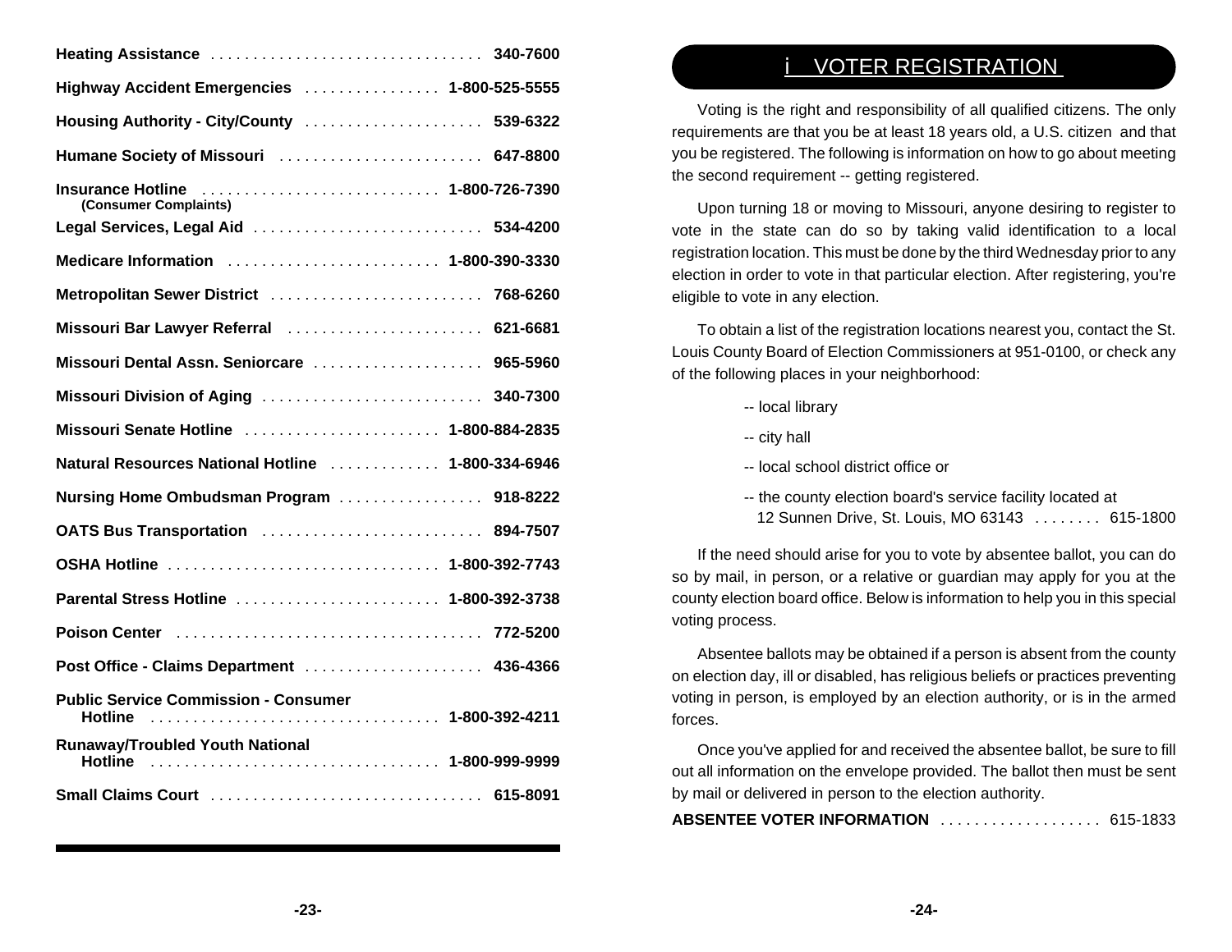| | |
|---|---|
| **Heating Assistance** | **340-7600** |
| **Highway Accident Emergencies** | **1-800-525-5555** |
| **Housing Authority - City/County** | **539-6322** |
| **Humane Society of Missouri** | **647-8800** |
| **Insurance Hotline** **(Consumer Complaints)** | **1-800-726-7390** |
| **Legal Services, Legal Aid** | **534-4200** |
| **Medicare Information** | **1-800-390-3330** |
| **Metropolitan Sewer District** | **768-6260** |
| **Missouri Bar Lawyer Referral** | **621-6681** |
| **Missouri Dental Assn. Seniorcare** | **965-5960** |
| **Missouri Division of Aging** | **340-7300** |
| **Missouri Senate Hotline** | **1-800-884-2835** |
| **Natural Resources National Hotline** | **1-800-334-6946** |
| **Nursing Home Ombudsman Program** | **918-8222** |
| **OATS Bus Transportation** | **894-7507** |
| **OSHA Hotline** | **1-800-392-7743** |
| **Parental Stress Hotline** | **1-800-392-3738** |
| **Poison Center** | **772-5200** |
| **Post Office - Claims Department** | **436-4366** |
| **Public Service Commission - Consumer Hotline** | **1-800-392-4211** |
| **Runaway/Troubled Youth National Hotline** | **1-800-999-9999** |
| **Small Claims Court** | **615-8091** |

## VOTER REGISTRATION

Voting is the right and responsibility of all qualified citizens. The only requirements are that you be at least 18 years old, a U.S. citizen and that you be registered. The following is information on how to go about meeting the second requirement -- getting registered.

Upon turning 18 or moving to Missouri, anyone desiring to register to vote in the state can do so by taking valid identification to a local registration location. This must be done by the third Wednesday prior to any election in order to vote in that particular election. After registering, you're eligible to vote in any election.

To obtain a list of the registration locations nearest you, contact the St. Louis County Board of Election Commissioners at 951-0100, or check any of the following places in your neighborhood:

-- local library

-- city hall

-- local school district office or

-- the county election board's service facility located at
12 Sunnen Drive, St. Louis, MO 63143 . . . . . . . . 615-1800

If the need should arise for you to vote by absentee ballot, you can do so by mail, in person, or a relative or guardian may apply for you at the county election board office. Below is information to help you in this special voting process.

Absentee ballots may be obtained if a person is absent from the county on election day, ill or disabled, has religious beliefs or practices preventing voting in person, is employed by an election authority, or is in the armed forces.

Once you've applied for and received the absentee ballot, be sure to fill out all information on the envelope provided. The ballot then must be sent by mail or delivered in person to the election authority.

**ABSENTEE VOTER INFORMATION** . . . . . . . . . . . . . . . . . . . 615-1833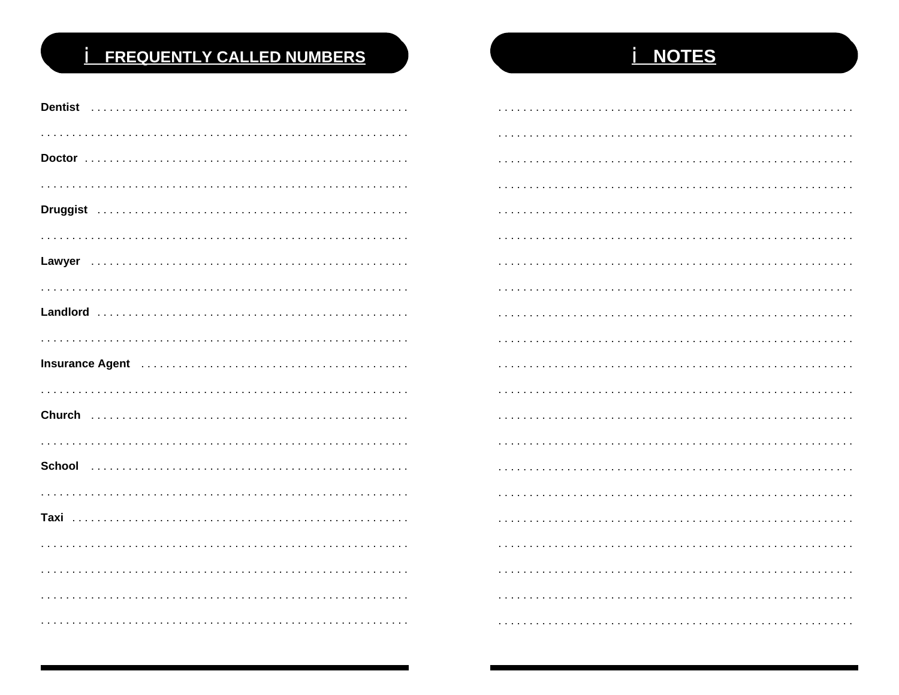## i FREQUENTLY CALLED NUMBERS

**Dentist** . . . . . . . . . . . . . . . . . . . . . . . . . . . . . . . . . . . . . . . . . . . . . . . . . .

. . . . . . . . . . . . . . . . . . . . . . . . . . . . . . . . . . . . . . . . . . . . . . . . . . . . . . . . . . .

**Doctor** . . . . . . . . . . . . . . . . . . . . . . . . . . . . . . . . . . . . . . . . . . . . . . . . . . .

. . . . . . . . . . . . . . . . . . . . . . . . . . . . . . . . . . . . . . . . . . . . . . . . . . . . . . . . . . .

**Druggist** . . . . . . . . . . . . . . . . . . . . . . . . . . . . . . . . . . . . . . . . . . . . . . . . .

. . . . . . . . . . . . . . . . . . . . . . . . . . . . . . . . . . . . . . . . . . . . . . . . . . . . . . . . . . .

**Lawyer** . . . . . . . . . . . . . . . . . . . . . . . . . . . . . . . . . . . . . . . . . . . . . . . . . .

. . . . . . . . . . . . . . . . . . . . . . . . . . . . . . . . . . . . . . . . . . . . . . . . . . . . . . . . . . .

**Landlord** . . . . . . . . . . . . . . . . . . . . . . . . . . . . . . . . . . . . . . . . . . . . . . . . .

. . . . . . . . . . . . . . . . . . . . . . . . . . . . . . . . . . . . . . . . . . . . . . . . . . . . . . . . . . .

**Insurance Agent** . . . . . . . . . . . . . . . . . . . . . . . . . . . . . . . . . . . . . . . . . .

. . . . . . . . . . . . . . . . . . . . . . . . . . . . . . . . . . . . . . . . . . . . . . . . . . . . . . . . . . .

**Church** . . . . . . . . . . . . . . . . . . . . . . . . . . . . . . . . . . . . . . . . . . . . . . . . . .

. . . . . . . . . . . . . . . . . . . . . . . . . . . . . . . . . . . . . . . . . . . . . . . . . . . . . . . . . . .

**School** . . . . . . . . . . . . . . . . . . . . . . . . . . . . . . . . . . . . . . . . . . . . . . . . . .

. . . . . . . . . . . . . . . . . . . . . . . . . . . . . . . . . . . . . . . . . . . . . . . . . . . . . . . . . . .

**Taxi** . . . . . . . . . . . . . . . . . . . . . . . . . . . . . . . . . . . . . . . . . . . . . . . . . . . . .

. . . . . . . . . . . . . . . . . . . . . . . . . . . . . . . . . . . . . . . . . . . . . . . . . . . . . . . . . . .

. . . . . . . . . . . . . . . . . . . . . . . . . . . . . . . . . . . . . . . . . . . . . . . . . . . . . . . . . . .

. . . . . . . . . . . . . . . . . . . . . . . . . . . . . . . . . . . . . . . . . . . . . . . . . . . . . . . . . . .

. . . . . . . . . . . . . . . . . . . . . . . . . . . . . . . . . . . . . . . . . . . . . . . . . . . . . . . . . . .

## i NOTES

. . . . . . . . . . . . . . . . . . . . . . . . . . . . . . . . . . . . . . . . . . . . . . . . . . . . . . . . . . .

. . . . . . . . . . . . . . . . . . . . . . . . . . . . . . . . . . . . . . . . . . . . . . . . . . . . . . . . . . .

. . . . . . . . . . . . . . . . . . . . . . . . . . . . . . . . . . . . . . . . . . . . . . . . . . . . . . . . . . .

. . . . . . . . . . . . . . . . . . . . . . . . . . . . . . . . . . . . . . . . . . . . . . . . . . . . . . . . . . .

. . . . . . . . . . . . . . . . . . . . . . . . . . . . . . . . . . . . . . . . . . . . . . . . . . . . . . . . . . .

. . . . . . . . . . . . . . . . . . . . . . . . . . . . . . . . . . . . . . . . . . . . . . . . . . . . . . . . . . .

. . . . . . . . . . . . . . . . . . . . . . . . . . . . . . . . . . . . . . . . . . . . . . . . . . . . . . . . . . .

. . . . . . . . . . . . . . . . . . . . . . . . . . . . . . . . . . . . . . . . . . . . . . . . . . . . . . . . . . .

. . . . . . . . . . . . . . . . . . . . . . . . . . . . . . . . . . . . . . . . . . . . . . . . . . . . . . . . . . .

. . . . . . . . . . . . . . . . . . . . . . . . . . . . . . . . . . . . . . . . . . . . . . . . . . . . . . . . . . .

. . . . . . . . . . . . . . . . . . . . . . . . . . . . . . . . . . . . . . . . . . . . . . . . . . . . . . . . . . .

. . . . . . . . . . . . . . . . . . . . . . . . . . . . . . . . . . . . . . . . . . . . . . . . . . . . . . . . . . .

. . . . . . . . . . . . . . . . . . . . . . . . . . . . . . . . . . . . . . . . . . . . . . . . . . . . . . . . . . .

. . . . . . . . . . . . . . . . . . . . . . . . . . . . . . . . . . . . . . . . . . . . . . . . . . . . . . . . . . .

. . . . . . . . . . . . . . . . . . . . . . . . . . . . . . . . . . . . . . . . . . . . . . . . . . . . . . . . . . .

. . . . . . . . . . . . . . . . . . . . . . . . . . . . . . . . . . . . . . . . . . . . . . . . . . . . . . . . . . .

. . . . . . . . . . . . . . . . . . . . . . . . . . . . . . . . . . . . . . . . . . . . . . . . . . . . . . . . . . .

. . . . . . . . . . . . . . . . . . . . . . . . . . . . . . . . . . . . . . . . . . . . . . . . . . . . . . . . . . .

. . . . . . . . . . . . . . . . . . . . . . . . . . . . . . . . . . . . . . . . . . . . . . . . . . . . . . . . . . .

. . . . . . . . . . . . . . . . . . . . . . . . . . . . . . . . . . . . . . . . . . . . . . . . . . . . . . . . . . .

. . . . . . . . . . . . . . . . . . . . . . . . . . . . . . . . . . . . . . . . . . . . . . . . . . . . . . . . . . .